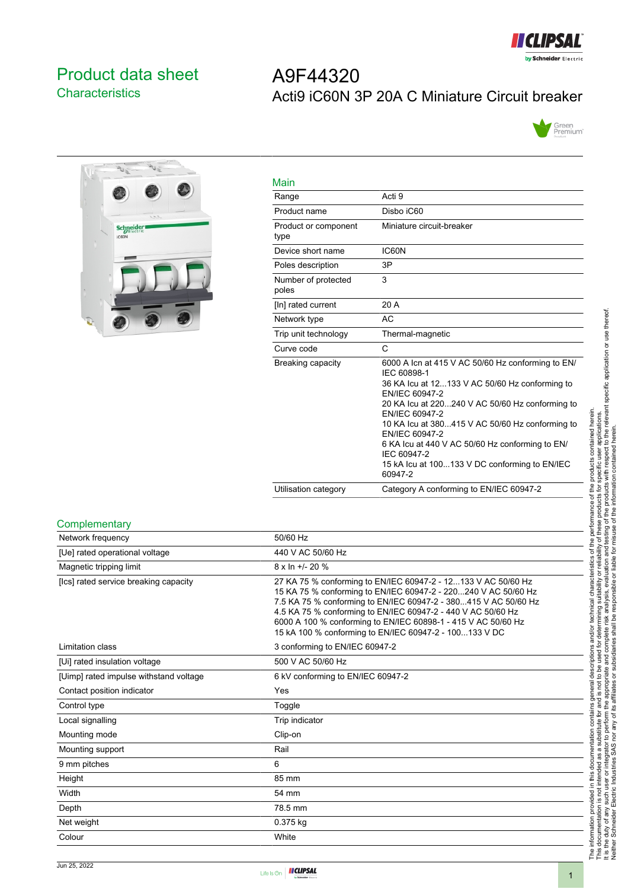# Product data sheet
## Characteristics

# A9F44320
## Acti9 iC60N 3P 20A C Miniature Circuit breaker

### Main

| | |
|---|---|
| Range | Acti 9 |
| Product name | Disbo iC60 |
| Product or component type | Miniature circuit-breaker |
| Device short name | IC60N |
| Poles description | 3P |
| Number of protected poles | 3 |
| [In] rated current | 20 A |
| Network type | AC |
| Trip unit technology | Thermal-magnetic |
| Curve code | C |
| Breaking capacity | 6000 A Icn at 415 V AC 50/60 Hz conforming to EN/IEC 60898-1<br>36 KA Icu at 12...133 V AC 50/60 Hz conforming to EN/IEC 60947-2<br>20 KA Icu at 220...240 V AC 50/60 Hz conforming to EN/IEC 60947-2<br>10 KA Icu at 380...415 V AC 50/60 Hz conforming to EN/IEC 60947-2<br>6 KA Icu at 440 V AC 50/60 Hz conforming to EN/IEC 60947-2<br>15 kA Icu at 100...133 V DC conforming to EN/IEC 60947-2 |
| Utilisation category | Category A conforming to EN/IEC 60947-2 |

### Complementary

| | |
|---|---|
| Network frequency | 50/60 Hz |
| [Ue] rated operational voltage | 440 V AC 50/60 Hz |
| Magnetic tripping limit | 8 x In +/- 20 % |
| [Ics] rated service breaking capacity | 27 KA 75 % conforming to EN/IEC 60947-2 - 12...133 V AC 50/60 Hz<br>15 KA 75 % conforming to EN/IEC 60947-2 - 220...240 V AC 50/60 Hz<br>7.5 KA 75 % conforming to EN/IEC 60947-2 - 380...415 V AC 50/60 Hz<br>4.5 KA 75 % conforming to EN/IEC 60947-2 - 440 V AC 50/60 Hz<br>6000 A 100 % conforming to EN/IEC 60898-1 - 415 V AC 50/60 Hz<br>15 kA 100 % conforming to EN/IEC 60947-2 - 100...133 V DC |
| Limitation class | 3 conforming to EN/IEC 60947-2 |
| [Ui] rated insulation voltage | 500 V AC 50/60 Hz |
| [Uimp] rated impulse withstand voltage | 6 kV conforming to EN/IEC 60947-2 |
| Contact position indicator | Yes |
| Control type | Toggle |
| Local signalling | Trip indicator |
| Mounting mode | Clip-on |
| Mounting support | Rail |
| 9 mm pitches | 6 |
| Height | 85 mm |
| Width | 54 mm |
| Depth | 78.5 mm |
| Net weight | 0.375 kg |
| Colour | White |

The information provided in this documentation contains general descriptions and/or technical characteristics of the performance of the products contained herein.
This documentation is not intended as a substitute for and is not to be used for determining suitability or reliability of these products for specific user applications.
It is the duty of any such user or integrator to perform the appropriate and complete risk analysis, evaluation and testing of the products with respect to the relevant specific application or use thereof.
Neither Schneider Electric Industries SAS nor any of its affiliates or subsidiaries shall be responsible or liable for misuse of the information contained herein.

Jun 25, 2022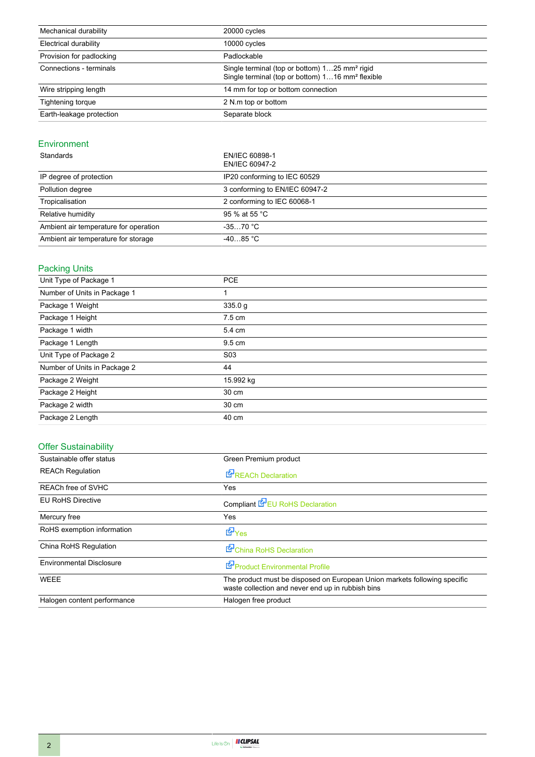| | |
|---|---|
| Mechanical durability | 20000 cycles |
| Electrical durability | 10000 cycles |
| Provision for padlocking | Padlockable |
| Connections - terminals | Single terminal (top or bottom) 1…25 mm² rigid<br>Single terminal (top or bottom) 1…16 mm² flexible |
| Wire stripping length | 14 mm for top or bottom connection |
| Tightening torque | 2 N.m top or bottom |
| Earth-leakage protection | Separate block |

## Environment

| | |
|---|---|
| Standards | EN/IEC 60898-1<br>EN/IEC 60947-2 |
| IP degree of protection | IP20 conforming to IEC 60529 |
| Pollution degree | 3 conforming to EN/IEC 60947-2 |
| Tropicalisation | 2 conforming to IEC 60068-1 |
| Relative humidity | 95 % at 55 °C |
| Ambient air temperature for operation | -35…70 °C |
| Ambient air temperature for storage | -40…85 °C |

## Packing Units

| | |
|---|---|
| Unit Type of Package 1 | PCE |
| Number of Units in Package 1 | 1 |
| Package 1 Weight | 335.0 g |
| Package 1 Height | 7.5 cm |
| Package 1 width | 5.4 cm |
| Package 1 Length | 9.5 cm |
| Unit Type of Package 2 | S03 |
| Number of Units in Package 2 | 44 |
| Package 2 Weight | 15.992 kg |
| Package 2 Height | 30 cm |
| Package 2 width | 30 cm |
| Package 2 Length | 40 cm |

## Offer Sustainability

| | |
|---|---|
| Sustainable offer status | Green Premium product |
| REACh Regulation | REACh Declaration |
| REACh free of SVHC | Yes |
| EU RoHS Directive | Compliant EU RoHS Declaration |
| Mercury free | Yes |
| RoHS exemption information | Yes |
| China RoHS Regulation | China RoHS Declaration |
| Environmental Disclosure | Product Environmental Profile |
| WEEE | The product must be disposed on European Union markets following specific waste collection and never end up in rubbish bins |
| Halogen content performance | Halogen free product |